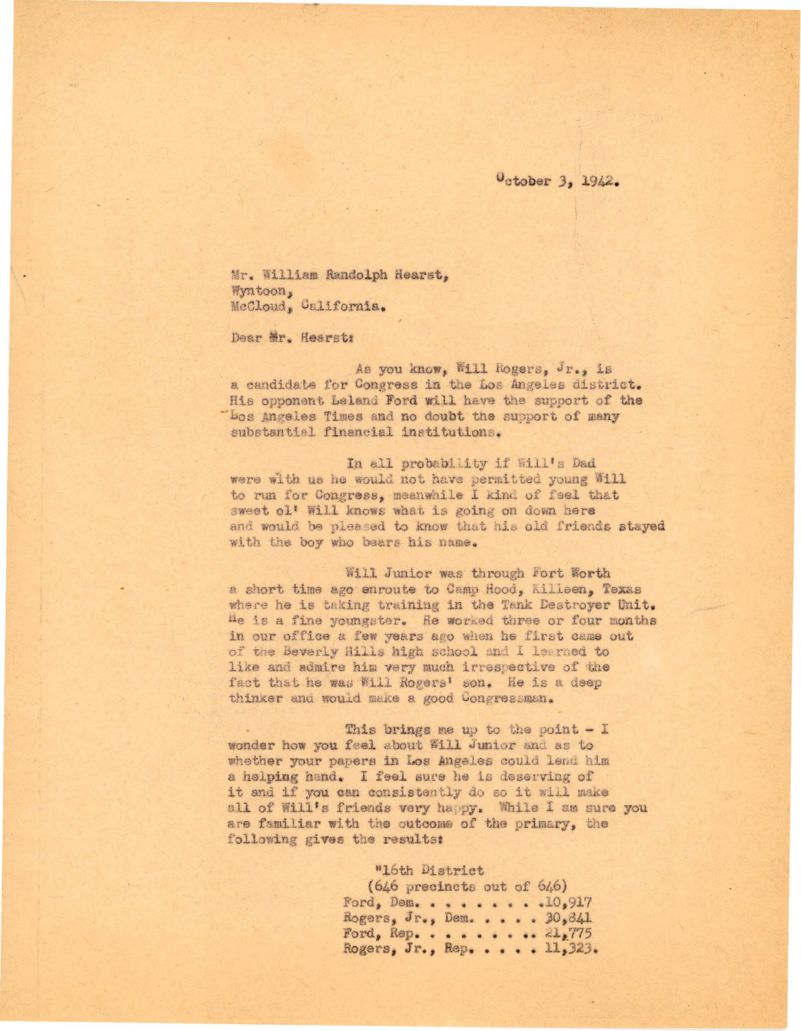October 3, 1942.

Mr. William Randolph Hearst,
Wyntoon,
McCloud, California.

Dear Mr. Hearst:

As you know, Will Rogers, Jr., is a candidate for Congress in the Los Angeles district. His opponent Leland Ford will have the support of the Los Angeles Times and no doubt the support of many substantial financial institutions.

In all probability if Will's Dad were with us he would not have permitted young Will to run for Congress, meanwhile I kind of feel that sweet ol' Will knows what is going on down here and would be pleased to know that his old friends stayed with the boy who bears his name.

Will Junior was through Fort Worth a short time ago enroute to Camp Hood, Killeen, Texas where he is taking training in the Tank Destroyer Unit. He is a fine youngster. He worked three or four months in our office a few years ago when he first came out of the Beverly Hills high school and I learned to like and admire him very much irrespective of the fact that he was Will Rogers' son. He is a deep thinker and would make a good Congressman.

This brings me up to the point - I wonder how you feel about Will Junior and as to whether your papers in Los Angeles could lend him a helping hand. I feel sure he is deserving of it and if you can consistently do so it will make all of Will's friends very happy. While I am sure you are familiar with the outcome of the primary, the following gives the results:

"16th District
(646 precincts out of 646)
Ford, Dem. . . . . . . . . .10,917
Rogers, Jr., Dem. . . . . 30,841
Ford, Rep. . . . . . . . .. 21,775
Rogers, Jr., Rep. . . . . 11,323.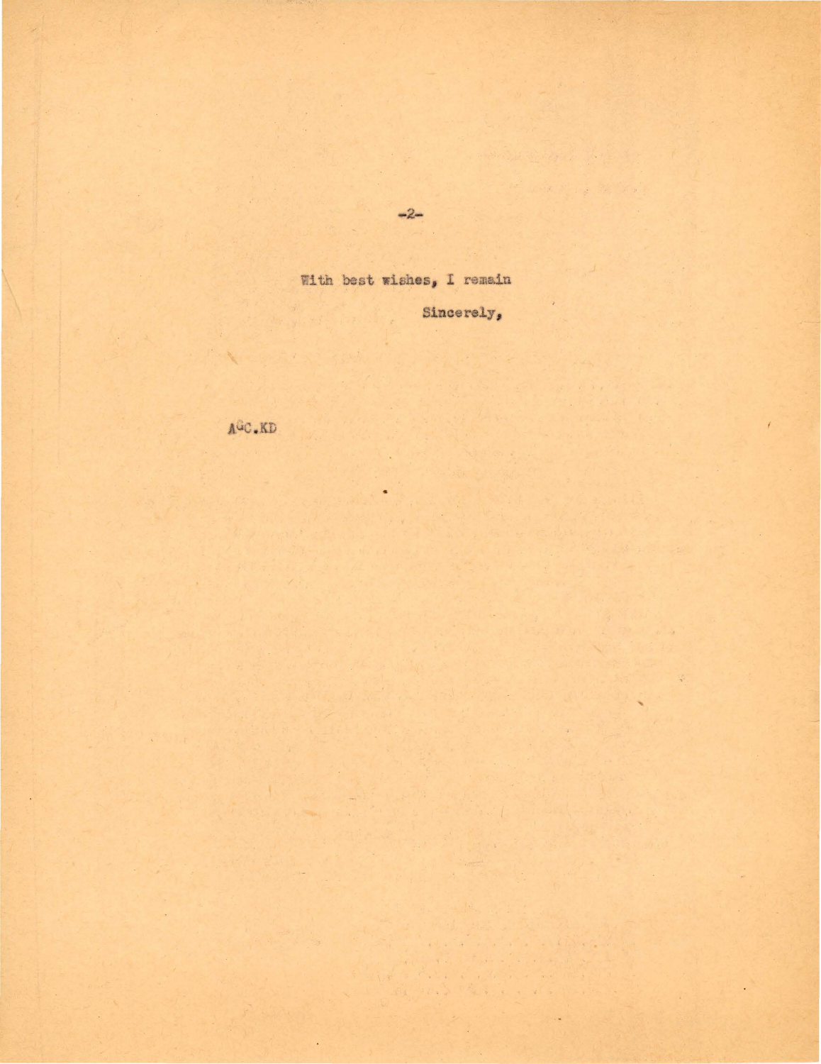With best wishes, I remain

Sincerely,

A$^{G}$C.KD